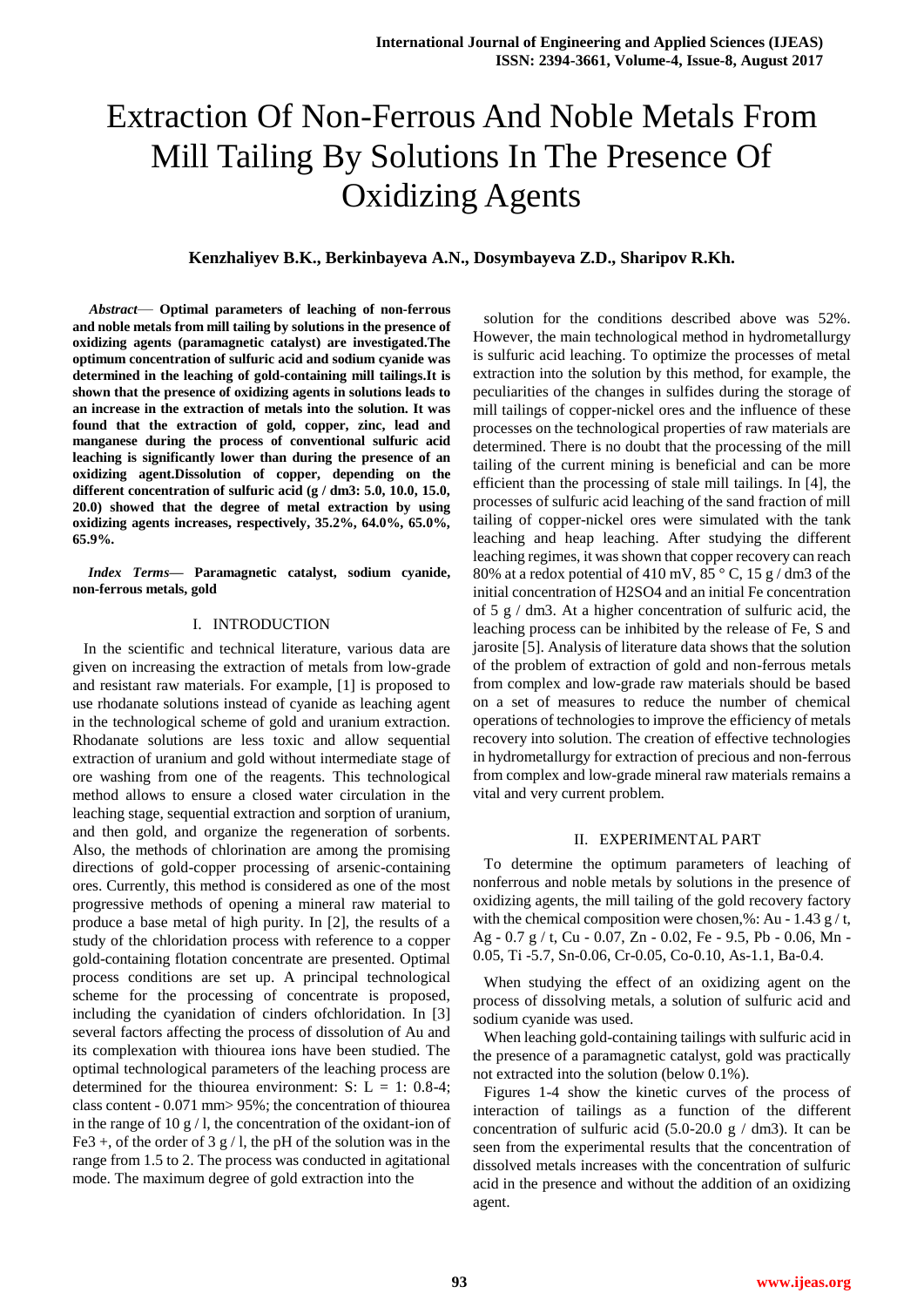# Extraction Of Non-Ferrous And Noble Metals From Mill Tailing By Solutions In The Presence Of Oxidizing Agents

**Kenzhaliyev B.K., Berkinbayeva A.N., Dosymbayeva Z.D., Sharipov R.Kh.**

***Abstract*— Optimal parameters of leaching of non-ferrous and noble metals from mill tailing by solutions in the presence of oxidizing agents (paramagnetic catalyst) are investigated.The optimum concentration of sulfuric acid and sodium cyanide was determined in the leaching of gold-containing mill tailings.It is shown that the presence of oxidizing agents in solutions leads to an increase in the extraction of metals into the solution. It was found that the extraction of gold, copper, zinc, lead and manganese during the process of conventional sulfuric acid leaching is significantly lower than during the presence of an oxidizing agent.Dissolution of copper, depending on the different concentration of sulfuric acid (g / dm3: 5.0, 10.0, 15.0, 20.0) showed that the degree of metal extraction by using oxidizing agents increases, respectively, 35.2%, 64.0%, 65.0%, 65.9%.**

***Index Terms*— Paramagnetic catalyst, sodium cyanide, non-ferrous metals, gold**

## I. INTRODUCTION

In the scientific and technical literature, various data are given on increasing the extraction of metals from low-grade and resistant raw materials. For example, [1] is proposed to use rhodanate solutions instead of cyanide as leaching agent in the technological scheme of gold and uranium extraction. Rhodanate solutions are less toxic and allow sequential extraction of uranium and gold without intermediate stage of ore washing from one of the reagents. This technological method allows to ensure a closed water circulation in the leaching stage, sequential extraction and sorption of uranium, and then gold, and organize the regeneration of sorbents. Also, the methods of chlorination are among the promising directions of gold-copper processing of arsenic-containing ores. Currently, this method is considered as one of the most progressive methods of opening a mineral raw material to produce a base metal of high purity. In [2], the results of a study of the chloridation process with reference to a copper gold-containing flotation concentrate are presented. Optimal process conditions are set up. A principal technological scheme for the processing of concentrate is proposed, including the cyanidation of cinders ofchloridation. In [3] several factors affecting the process of dissolution of Au and its complexation with thiourea ions have been studied. The optimal technological parameters of the leaching process are determined for the thiourea environment: S: L = 1: 0.8-4; class content - 0.071 mm> 95%; the concentration of thiourea in the range of 10 g / l, the concentration of the oxidant-ion of $Fe^{3+}$, of the order of 3 g / l, the pH of the solution was in the range from 1.5 to 2. The process was conducted in agitational mode. The maximum degree of gold extraction into the solution for the conditions described above was 52%. However, the main technological method in hydrometallurgy is sulfuric acid leaching. To optimize the processes of metal extraction into the solution by this method, for example, the peculiarities of the changes in sulfides during the storage of mill tailings of copper-nickel ores and the influence of these processes on the technological properties of raw materials are determined. There is no doubt that the processing of the mill tailing of the current mining is beneficial and can be more efficient than the processing of stale mill tailings. In [4], the processes of sulfuric acid leaching of the sand fraction of mill tailing of copper-nickel ores were simulated with the tank leaching and heap leaching. After studying the different leaching regimes, it was shown that copper recovery can reach 80% at a redox potential of 410 mV, 85 ° C, 15 g / dm3 of the initial concentration of $H_2SO_4$ and an initial Fe concentration of 5 g / dm3. At a higher concentration of sulfuric acid, the leaching process can be inhibited by the release of Fe, S and jarosite [5]. Analysis of literature data shows that the solution of the problem of extraction of gold and non-ferrous metals from complex and low-grade raw materials should be based on a set of measures to reduce the number of chemical operations of technologies to improve the efficiency of metals recovery into solution. The creation of effective technologies in hydrometallurgy for extraction of precious and non-ferrous from complex and low-grade mineral raw materials remains a vital and very current problem.

## II. EXPERIMENTAL PART

To determine the optimum parameters of leaching of nonferrous and noble metals by solutions in the presence of oxidizing agents, the mill tailing of the gold recovery factory with the chemical composition were chosen,%: Au - 1.43 g / t, Ag - 0.7 g / t, Cu - 0.07, Zn - 0.02, Fe - 9.5, Pb - 0.06, Mn - 0.05, Ti -5.7, Sn-0.06, Cr-0.05, Co-0.10, As-1.1, Ba-0.4.

When studying the effect of an oxidizing agent on the process of dissolving metals, a solution of sulfuric acid and sodium cyanide was used.

When leaching gold-containing tailings with sulfuric acid in the presence of a paramagnetic catalyst, gold was practically not extracted into the solution (below 0.1%).

Figures 1-4 show the kinetic curves of the process of interaction of tailings as a function of the different concentration of sulfuric acid (5.0-20.0 g / dm3). It can be seen from the experimental results that the concentration of dissolved metals increases with the concentration of sulfuric acid in the presence and without the addition of an oxidizing agent.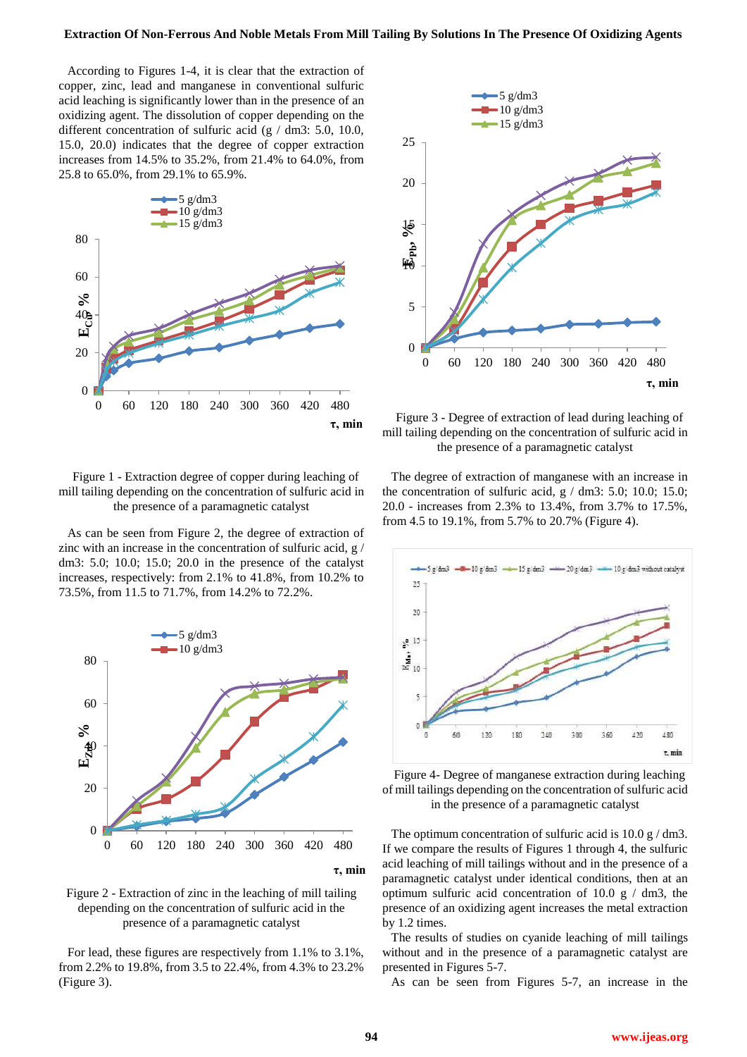According to Figures 1-4, it is clear that the extraction of copper, zinc, lead and manganese in conventional sulfuric acid leaching is significantly lower than in the presence of an oxidizing agent. The dissolution of copper depending on the different concentration of sulfuric acid (g / dm3: 5.0, 10.0, 15.0, 20.0) indicates that the degree of copper extraction increases from 14.5% to 35.2%, from 21.4% to 64.0%, from 25.8 to 65.0%, from 29.1% to 65.9%.

Figure 1 - Extraction degree of copper during leaching of mill tailing depending on the concentration of sulfuric acid in the presence of a paramagnetic catalyst

As can be seen from Figure 2, the degree of extraction of zinc with an increase in the concentration of sulfuric acid, g / dm3: 5.0; 10.0; 15.0; 20.0 in the presence of the catalyst increases, respectively: from 2.1% to 41.8%, from 10.2% to 73.5%, from 11.5 to 71.7%, from 14.2% to 72.2%.

Figure 2 - Extraction of zinc in the leaching of mill tailing depending on the concentration of sulfuric acid in the presence of a paramagnetic catalyst

For lead, these figures are respectively from 1.1% to 3.1%, from 2.2% to 19.8%, from 3.5 to 22.4%, from 4.3% to 23.2% (Figure 3).

Figure 3 - Degree of extraction of lead during leaching of mill tailing depending on the concentration of sulfuric acid in the presence of a paramagnetic catalyst

The degree of extraction of manganese with an increase in the concentration of sulfuric acid, g / dm3: 5.0; 10.0; 15.0; 20.0 - increases from 2.3% to 13.4%, from 3.7% to 17.5%, from 4.5 to 19.1%, from 5.7% to 20.7% (Figure 4).

Figure 4- Degree of manganese extraction during leaching of mill tailings depending on the concentration of sulfuric acid in the presence of a paramagnetic catalyst

The optimum concentration of sulfuric acid is 10.0 g / dm3. If we compare the results of Figures 1 through 4, the sulfuric acid leaching of mill tailings without and in the presence of a paramagnetic catalyst under identical conditions, then at an optimum sulfuric acid concentration of 10.0 g / dm3, the presence of an oxidizing agent increases the metal extraction by 1.2 times.

The results of studies on cyanide leaching of mill tailings without and in the presence of a paramagnetic catalyst are presented in Figures 5-7.

As can be seen from Figures 5-7, an increase in the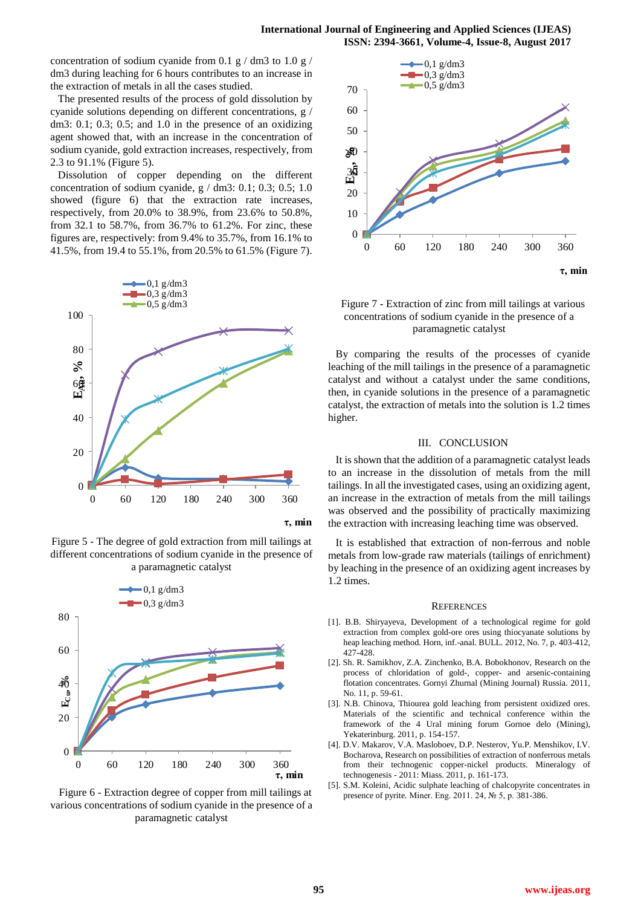concentration of sodium cyanide from 0.1 g / dm3 to 1.0 g / dm3 during leaching for 6 hours contributes to an increase in the extraction of metals in all the cases studied.

The presented results of the process of gold dissolution by cyanide solutions depending on different concentrations, g / dm3: 0.1; 0.3; 0.5; and 1.0 in the presence of an oxidizing agent showed that, with an increase in the concentration of sodium cyanide, gold extraction increases, respectively, from 2.3 to 91.1% (Figure 5).

Dissolution of copper depending on the different concentration of sodium cyanide, g / dm3: 0.1; 0.3; 0.5; 1.0 showed (figure 6) that the extraction rate increases, respectively, from 20.0% to 38.9%, from 23.6% to 50.8%, from 32.1 to 58.7%, from 36.7% to 61.2%. For zinc, these figures are, respectively: from 9.4% to 35.7%, from 16.1% to 41.5%, from 19.4 to 55.1%, from 20.5% to 61.5% (Figure 7).

0,1 g/dm3
0,3 g/dm3
0,5 g/dm3

$E_{Au}$, %

100
80
60
40
20
0

0 60 120 180 240 300 360

τ, min

Figure 5 - The degree of gold extraction from mill tailings at different concentrations of sodium cyanide in the presence of a paramagnetic catalyst

0,1 g/dm3
0,3 g/dm3

$E_{Cu}$, %

80
60
40
20
0

0 60 120 180 240 300 360

τ, min

Figure 6 - Extraction degree of copper from mill tailings at various concentrations of sodium cyanide in the presence of a paramagnetic catalyst

0,1 g/dm3
0,3 g/dm3
0,5 g/dm3

$E_{Zn}$, %

70
60
50
40
30
20
10
0

0 60 120 180 240 300 360

τ, min

Figure 7 - Extraction of zinc from mill tailings at various concentrations of sodium cyanide in the presence of a paramagnetic catalyst

By comparing the results of the processes of cyanide leaching of the mill tailings in the presence of a paramagnetic catalyst and without a catalyst under the same conditions, then, in cyanide solutions in the presence of a paramagnetic catalyst, the extraction of metals into the solution is 1.2 times higher.

## III. CONCLUSION

It is shown that the addition of a paramagnetic catalyst leads to an increase in the dissolution of metals from the mill tailings. In all the investigated cases, using an oxidizing agent, an increase in the extraction of metals from the mill tailings was observed and the possibility of practically maximizing the extraction with increasing leaching time was observed.

It is established that extraction of non-ferrous and noble metals from low-grade raw materials (tailings of enrichment) by leaching in the presence of an oxidizing agent increases by 1.2 times.

## REFERENCES

[1]. B.B. Shiryayeva, Development of a technological regime for gold extraction from complex gold-ore ores using thiocyanate solutions by heap leaching method. Horn, inf.-anal. BULL. 2012, No. 7, p. 403-412, 427-428.

[2]. Sh. R. Samikhov, Z.A. Zinchenko, B.A. Bobokhonov, Research on the process of chloridation of gold-, copper- and arsenic-containing flotation concentrates. Gornyi Zhurnal (Mining Journal) Russia. 2011, No. 11, p. 59-61.

[3]. N.B. Chinova, Thiourea gold leaching from persistent oxidized ores. Materials of the scientific and technical conference within the framework of the 4 Ural mining forum Gornoe delo (Mining), Yekaterinburg. 2011, p. 154-157.

[4]. D.V. Makarov, V.A. Masloboev, D.P. Nesterov, Yu.P. Menshikov, I.V. Bocharova, Research on possibilities of extraction of nonferrous metals from their technogenic copper-nickel products. Mineralogy of technogenesis - 2011: Miass. 2011, p. 161-173.

[5]. S.M. Koleini, Acidic sulphate leaching of chalcopyrite concentrates in presence of pyrite. Miner. Eng. 2011. 24, № 5, p. 381-386.